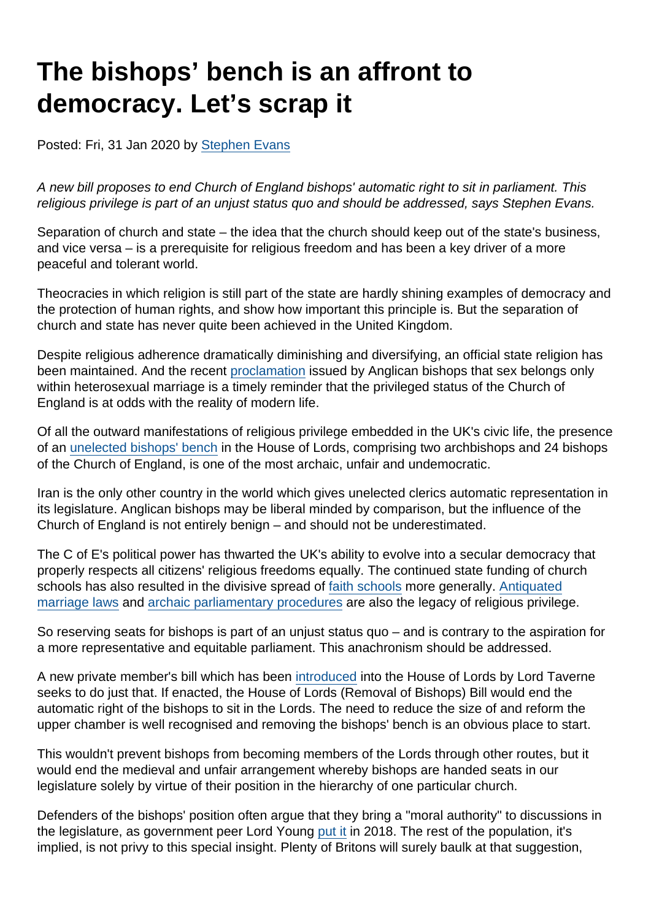# The bishops' bench is an affront to democracy. Let's scrap it

Posted: Fri, 31 Jan 2020 by Stephen Evans

*A new bill proposes to end Church of England bishops' automatic right to sit in parliament. This religious privilege is part of an unjust status quo and should be addressed, says Stephen Evans.*

Separation of church and state – the idea that the church should keep out of the state's business, and vice versa – is a prerequisite for religious freedom and has been a key driver of a more peaceful and tolerant world.

Theocracies in which religion is still part of the state are hardly shining examples of democracy and the protection of human rights, and show how important this principle is. But the separation of church and state has never quite been achieved in the United Kingdom.

Despite religious adherence dramatically diminishing and diversifying, an official state religion has been maintained. And the recent proclamation issued by Anglican bishops that sex belongs only within heterosexual marriage is a timely reminder that the privileged status of the Church of England is at odds with the reality of modern life.

Of all the outward manifestations of religious privilege embedded in the UK's civic life, the presence of an unelected bishops' bench in the House of Lords, comprising two archbishops and 24 bishops of the Church of England, is one of the most archaic, unfair and undemocratic.

Iran is the only other country in the world which gives unelected clerics automatic representation in its legislature. Anglican bishops may be liberal minded by comparison, but the influence of the Church of England is not entirely benign – and should not be underestimated.

The C of E's political power has thwarted the UK's ability to evolve into a secular democracy that properly respects all citizens' religious freedoms equally. The continued state funding of church schools has also resulted in the divisive spread of faith schools more generally. Antiquated marriage laws and archaic parliamentary procedures are also the legacy of religious privilege.

So reserving seats for bishops is part of an unjust status quo – and is contrary to the aspiration for a more representative and equitable parliament. This anachronism should be addressed.

A new private member's bill which has been introduced into the House of Lords by Lord Taverne seeks to do just that. If enacted, the House of Lords (Removal of Bishops) Bill would end the automatic right of the bishops to sit in the Lords. The need to reduce the size of and reform the upper chamber is well recognised and removing the bishops' bench is an obvious place to start.

This wouldn't prevent bishops from becoming members of the Lords through other routes, but it would end the medieval and unfair arrangement whereby bishops are handed seats in our legislature solely by virtue of their position in the hierarchy of one particular church.

Defenders of the bishops' position often argue that they bring a "moral authority" to discussions in the legislature, as government peer Lord Young put it in 2018. The rest of the population, it's implied, is not privy to this special insight. Plenty of Britons will surely baulk at that suggestion,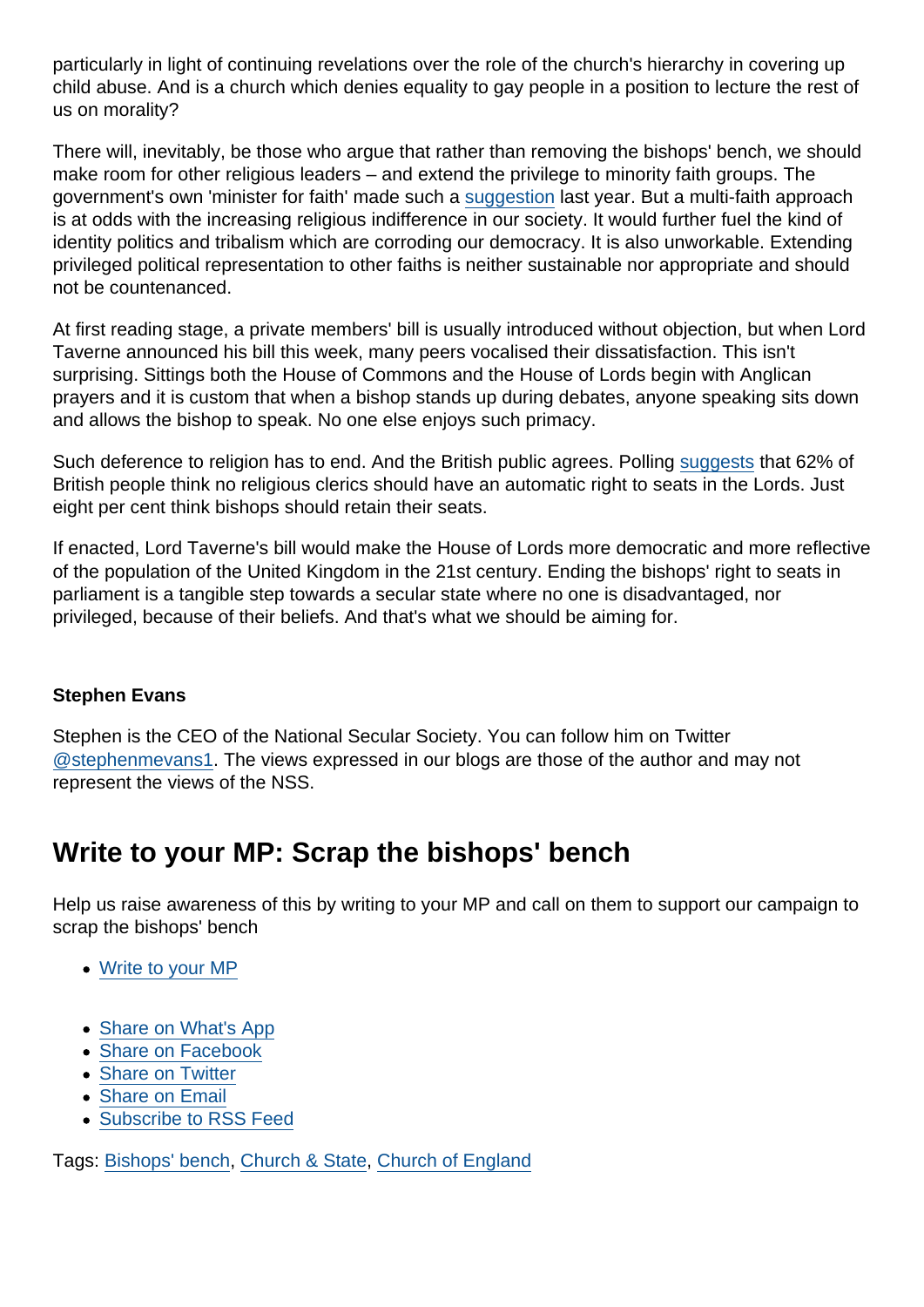particularly in light of continuing revelations over the role of the church's hierarchy in covering up child abuse. And is a church which denies equality to gay people in a position to lecture the rest of us on morality?

There will, inevitably, be those who argue that rather than removing the bishops' bench, we should make room for other religious leaders – and extend the privilege to minority faith groups. The government's own 'minister for faith' made such a suggestion last year. But a multi-faith approach is at odds with the increasing religious indifference in our society. It would further fuel the kind of identity politics and tribalism which are corroding our democracy. It is also unworkable. Extending privileged political representation to other faiths is neither sustainable nor appropriate and should not be countenanced.

At first reading stage, a private members' bill is usually introduced without objection, but when Lord Taverne announced his bill this week, many peers vocalised their dissatisfaction. This isn't surprising. Sittings both the House of Commons and the House of Lords begin with Anglican prayers and it is custom that when a bishop stands up during debates, anyone speaking sits down and allows the bishop to speak. No one else enjoys such primacy.

Such deference to religion has to end. And the British public agrees. Polling suggests that 62% of British people think no religious clerics should have an automatic right to seats in the Lords. Just eight per cent think bishops should retain their seats.

If enacted, Lord Taverne's bill would make the House of Lords more democratic and more reflective of the population of the United Kingdom in the 21st century. Ending the bishops' right to seats in parliament is a tangible step towards a secular state where no one is disadvantaged, nor privileged, because of their beliefs. And that's what we should be aiming for.

**Stephen Evans**

Stephen is the CEO of the National Secular Society. You can follow him on Twitter @stephenmevans1. The views expressed in our blogs are those of the author and may not represent the views of the NSS.

## Write to your MP: Scrap the bishops' bench

Help us raise awareness of this by writing to your MP and call on them to support our campaign to scrap the bishops' bench

- Write to your MP

- Share on What's App
- Share on Facebook
- Share on Twitter
- Share on Email
- Subscribe to RSS Feed

Tags: Bishops' bench, Church & State, Church of England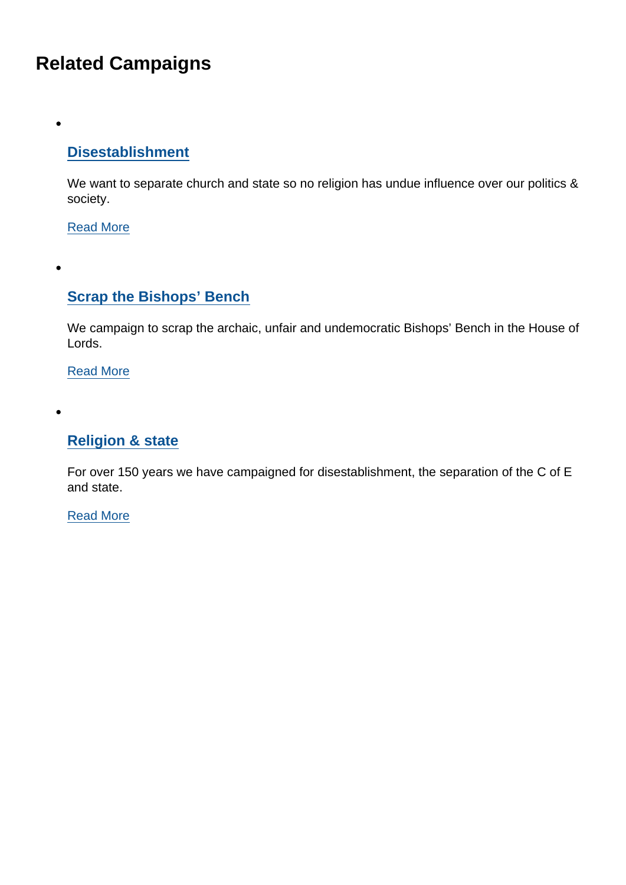## Related Campaigns

- ### Disestablishment

  We want to separate church and state so no religion has undue influence over our politics & society.

  Read More

- ### Scrap the Bishops’ Bench

  We campaign to scrap the archaic, unfair and undemocratic Bishops’ Bench in the House of Lords.

  Read More

- ### Religion & state

  For over 150 years we have campaigned for disestablishment, the separation of the C of E and state.

  Read More